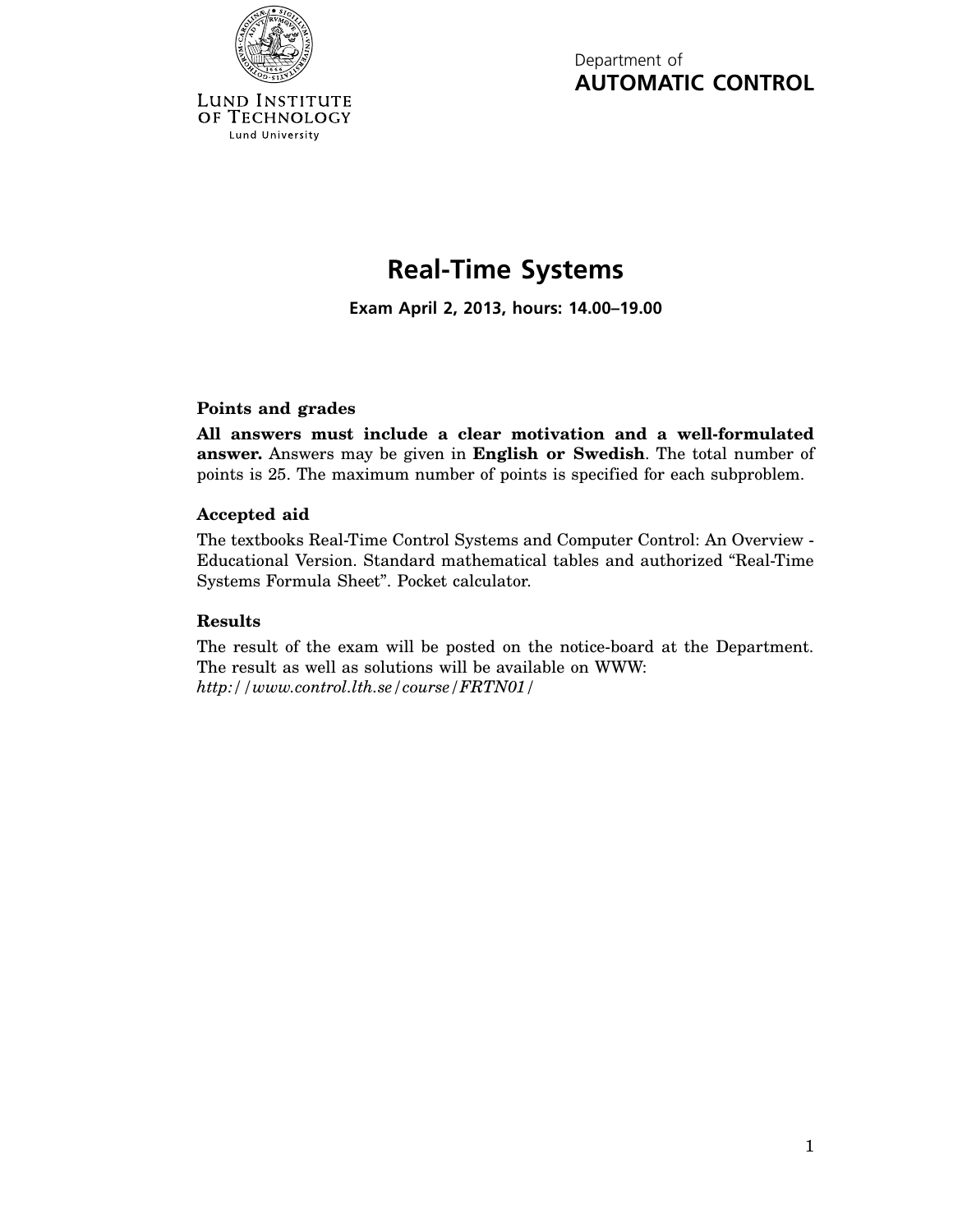LUND INSTITUTE OF TECHNOLOGY
Lund University

Department of
**AUTOMATIC CONTROL**

# Real-Time Systems

**Exam April 2, 2013, hours: 14.00–19.00**

### Points and grades

**All answers must include a clear motivation and a well-formulated answer.** Answers may be given in **English or Swedish**. The total number of points is 25. The maximum number of points is specified for each subproblem.

### Accepted aid

The textbooks Real-Time Control Systems and Computer Control: An Overview - Educational Version. Standard mathematical tables and authorized "Real-Time Systems Formula Sheet". Pocket calculator.

### Results

The result of the exam will be posted on the notice-board at the Department. The result as well as solutions will be available on WWW:
*http://www.control.lth.se/course/FRTN01/*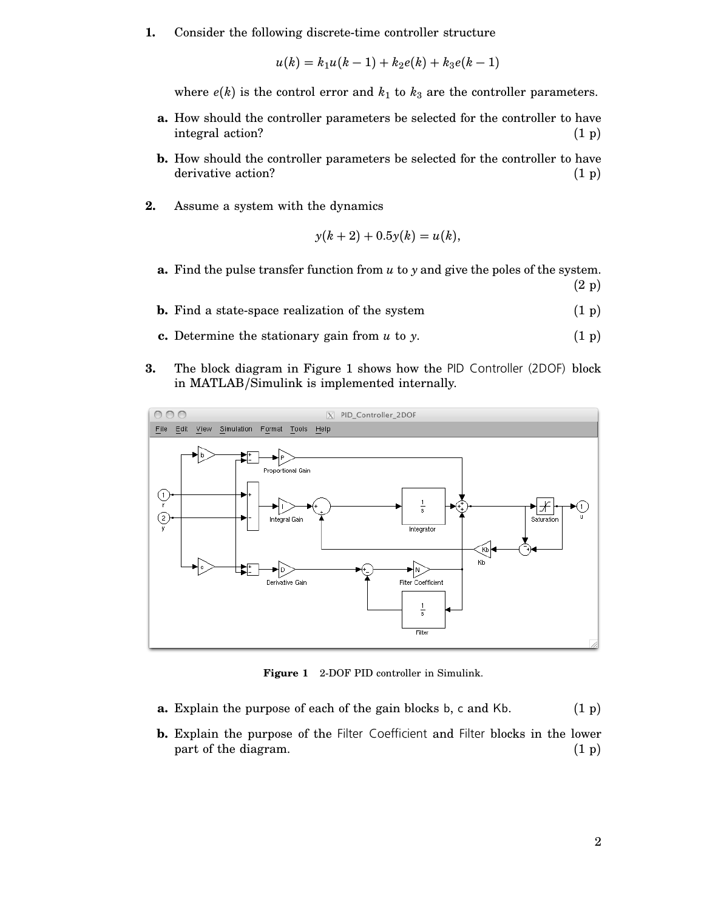**1.** Consider the following discrete-time controller structure

$$u(k) = k_1 u(k-1) + k_2 e(k) + k_3 e(k-1)$$

where $e(k)$ is the control error and $k_1$ to $k_3$ are the controller parameters.

**a.** How should the controller parameters be selected for the controller to have integral action? (1 p)

**b.** How should the controller parameters be selected for the controller to have derivative action? (1 p)

**2.** Assume a system with the dynamics

$$y(k+2) + 0.5y(k) = u(k),$$

**a.** Find the pulse transfer function from $u$ to $y$ and give the poles of the system. (2 p)

**b.** Find a state-space realization of the system (1 p)

**c.** Determine the stationary gain from $u$ to $y$. (1 p)

**3.** The block diagram in Figure 1 shows how the PID Controller (2DOF) block in MATLAB/Simulink is implemented internally.

**Figure 1** 2-DOF PID controller in Simulink.

**a.** Explain the purpose of each of the gain blocks b, c and Kb. (1 p)

**b.** Explain the purpose of the Filter Coefficient and Filter blocks in the lower part of the diagram. (1 p)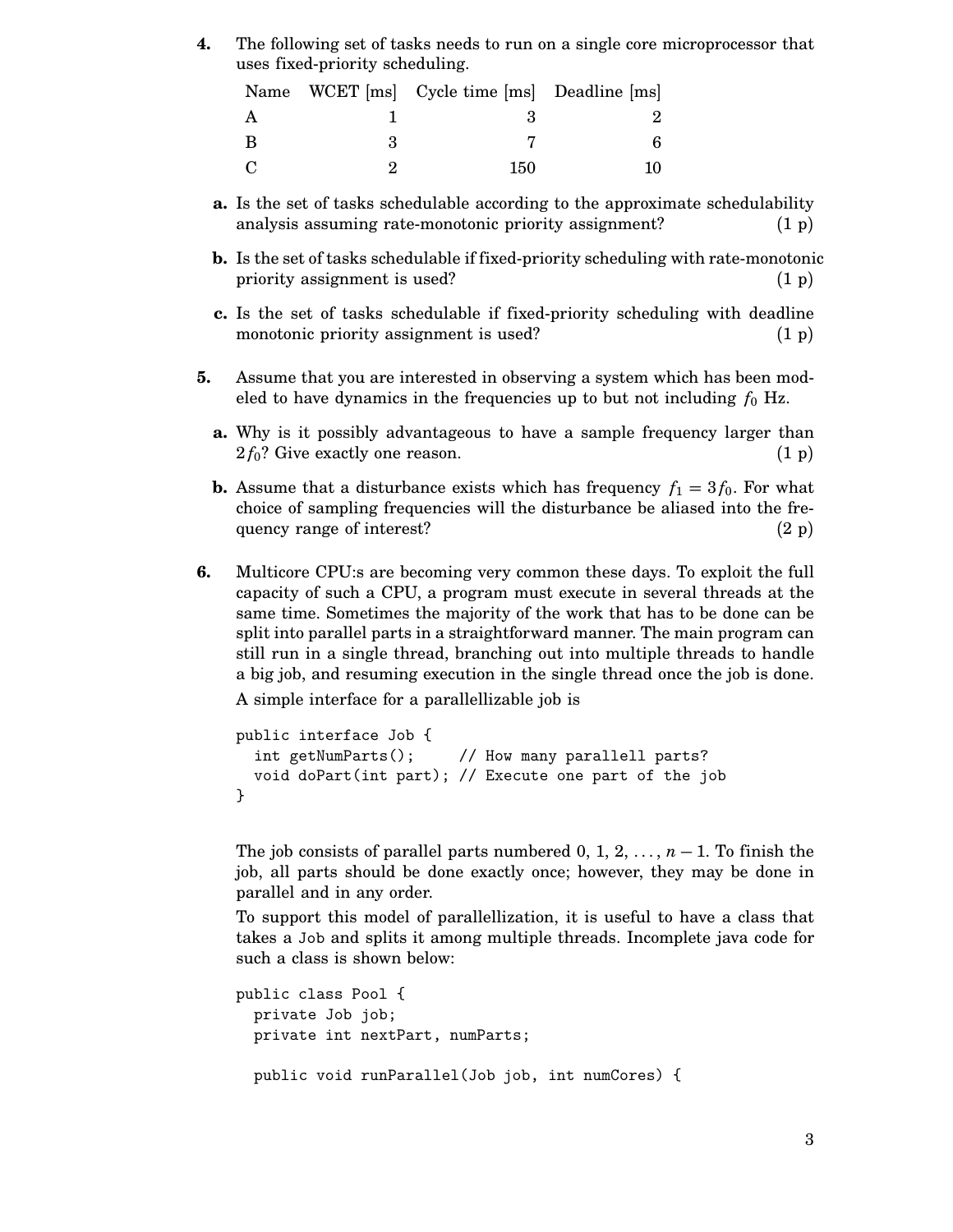**4.** The following set of tasks needs to run on a single core microprocessor that uses fixed-priority scheduling.

| Name | WCET [ms] | Cycle time [ms] | Deadline [ms] |
|---|---|---|---|
| A | 1 | 3 | 2 |
| B | 3 | 7 | 6 |
| C | 2 | 150 | 10 |

**a.** Is the set of tasks schedulable according to the approximate schedulability analysis assuming rate-monotonic priority assignment? (1 p)

**b.** Is the set of tasks schedulable if fixed-priority scheduling with rate-monotonic priority assignment is used? (1 p)

**c.** Is the set of tasks schedulable if fixed-priority scheduling with deadline monotonic priority assignment is used? (1 p)

**5.** Assume that you are interested in observing a system which has been modeled to have dynamics in the frequencies up to but not including $f_0$ Hz.

**a.** Why is it possibly advantageous to have a sample frequency larger than $2f_0$? Give exactly one reason. (1 p)

**b.** Assume that a disturbance exists which has frequency $f_1 = 3f_0$. For what choice of sampling frequencies will the disturbance be aliased into the frequency range of interest? (2 p)

**6.** Multicore CPU:s are becoming very common these days. To exploit the full capacity of such a CPU, a program must execute in several threads at the same time. Sometimes the majority of the work that has to be done can be split into parallel parts in a straightforward manner. The main program can still run in a single thread, branching out into multiple threads to handle a big job, and resuming execution in the single thread once the job is done.

A simple interface for a parallellizable job is

```
public interface Job {
  int getNumParts();     // How many parallell parts?
  void doPart(int part); // Execute one part of the job
}
```

The job consists of parallel parts numbered 0, 1, 2, ..., $n-1$. To finish the job, all parts should be done exactly once; however, they may be done in parallel and in any order.

To support this model of parallellization, it is useful to have a class that takes a `Job` and splits it among multiple threads. Incomplete java code for such a class is shown below:

```
public class Pool {
  private Job job;
  private int nextPart, numParts;

  public void runParallel(Job job, int numCores) {
```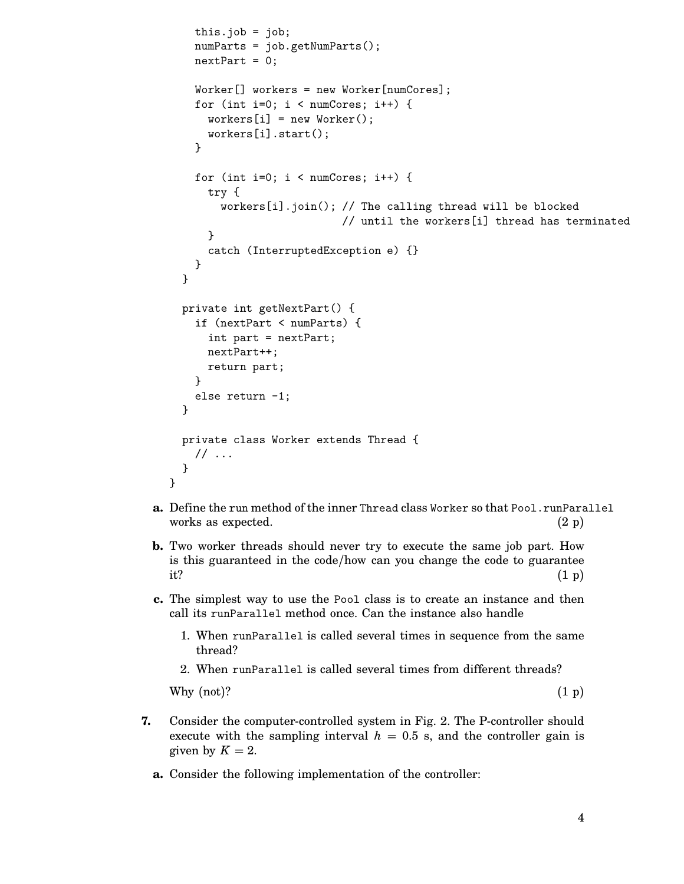```java
    this.job = job;
    numParts = job.getNumParts();
    nextPart = 0;

    Worker[] workers = new Worker[numCores];
    for (int i=0; i < numCores; i++) {
      workers[i] = new Worker();
      workers[i].start();
    }

    for (int i=0; i < numCores; i++) {
      try {
        workers[i].join(); // The calling thread will be blocked
                           // until the workers[i] thread has terminated
      }
      catch (InterruptedException e) {}
    }
  }

  private int getNextPart() {
    if (nextPart < numParts) {
      int part = nextPart;
      nextPart++;
      return part;
    }
    else return -1;
  }

  private class Worker extends Thread {
    // ...
  }
}
```

**a.** Define the run method of the inner Thread class Worker so that Pool.runParallel works as expected. (2 p)

**b.** Two worker threads should never try to execute the same job part. How is this guaranteed in the code/how can you change the code to guarantee it? (1 p)

**c.** The simplest way to use the Pool class is to create an instance and then call its runParallel method once. Can the instance also handle

1. When runParallel is called several times in sequence from the same thread?
2. When runParallel is called several times from different threads?

Why (not)? (1 p)

**7.** Consider the computer-controlled system in Fig. 2. The P-controller should execute with the sampling interval $h = 0.5$ s, and the controller gain is given by $K = 2$.

**a.** Consider the following implementation of the controller: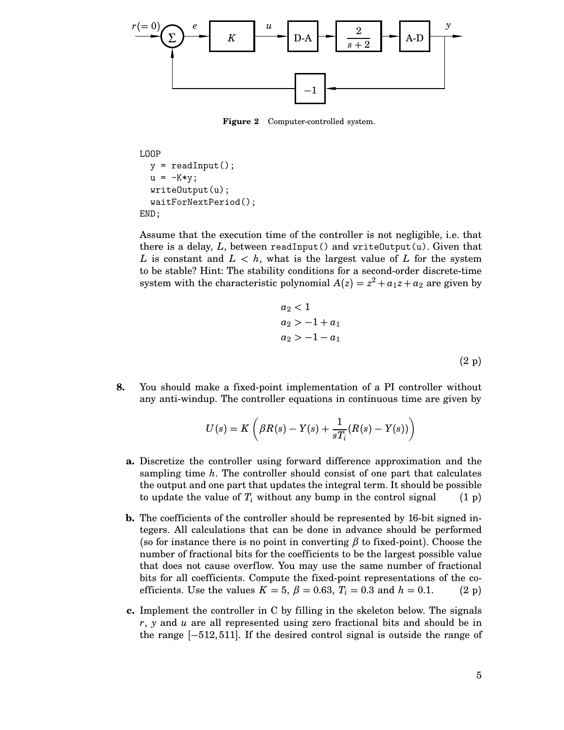Figure 2 Computer-controlled system.

```
LOOP
  y = readInput();
  u = -K*y;
  writeOutput(u);
  waitForNextPeriod();
END;
```

Assume that the execution time of the controller is not negligible, i.e. that there is a delay, $L$, between `readInput()` and `writeOutput(u)`. Given that $L$ is constant and $L < h$, what is the largest value of $L$ for the system to be stable? Hint: The stability conditions for a second-order discrete-time system with the characteristic polynomial $A(z) = z^2 + a_1 z + a_2$ are given by

$$a_2 < 1$$
$$a_2 > -1 + a_1$$
$$a_2 > -1 - a_1$$

(2 p)

**8.** You should make a fixed-point implementation of a PI controller without any anti-windup. The controller equations in continuous time are given by

$$U(s) = K\left(\beta R(s) - Y(s) + \frac{1}{sT_i}(R(s) - Y(s))\right)$$

**a.** Discretize the controller using forward difference approximation and the sampling time $h$. The controller should consist of one part that calculates the output and one part that updates the integral term. It should be possible to update the value of $T_i$ without any bump in the control signal (1 p)

**b.** The coefficients of the controller should be represented by 16-bit signed integers. All calculations that can be done in advance should be performed (so for instance there is no point in converting $\beta$ to fixed-point). Choose the number of fractional bits for the coefficients to be the largest possible value that does not cause overflow. You may use the same number of fractional bits for all coefficients. Compute the fixed-point representations of the coefficients. Use the values $K = 5$, $\beta = 0.63$, $T_i = 0.3$ and $h = 0.1$. (2 p)

**c.** Implement the controller in C by filling in the skeleton below. The signals $r$, $y$ and $u$ are all represented using zero fractional bits and should be in the range $[-512, 511]$. If the desired control signal is outside the range of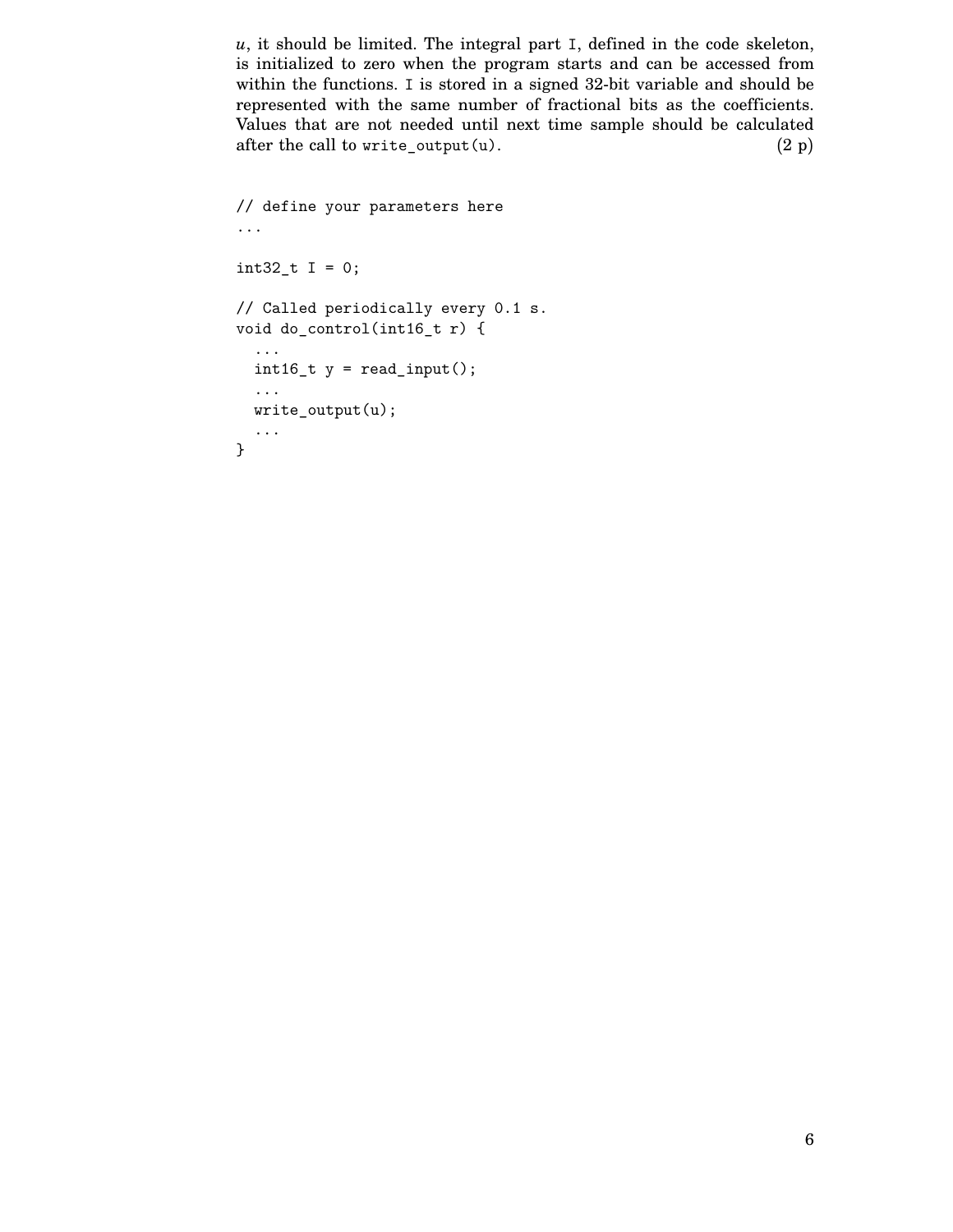$u$, it should be limited. The integral part `I`, defined in the code skeleton, is initialized to zero when the program starts and can be accessed from within the functions. `I` is stored in a signed 32-bit variable and should be represented with the same number of fractional bits as the coefficients. Values that are not needed until next time sample should be calculated after the call to `write_output(u)`. (2 p)

```
// define your parameters here
...

int32_t I = 0;

// Called periodically every 0.1 s.
void do_control(int16_t r) {
  ...
  int16_t y = read_input();
  ...
  write_output(u);
  ...
}
```